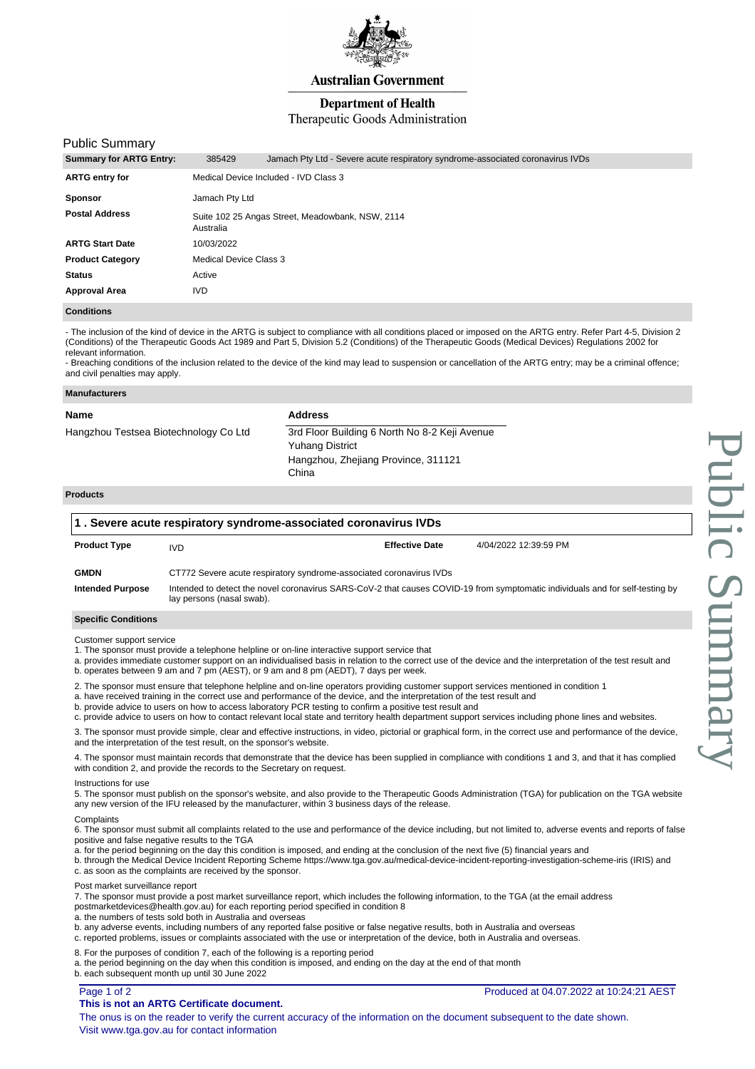Australian Government

Department of Health
Therapeutic Goods Administration

## Public Summary

| Summary for ARTG Entry: | 385429 | Jamach Pty Ltd - Severe acute respiratory syndrome-associated coronavirus IVDs |
|---|---|---|
| **ARTG entry for** | Medical Device Included - IVD Class 3 | |
| **Sponsor** | Jamach Pty Ltd | |
| **Postal Address** | Suite 102 25 Angas Street, Meadowbank, NSW, 2114 Australia | |
| **ARTG Start Date** | 10/03/2022 | |
| **Product Category** | Medical Device Class 3 | |
| **Status** | Active | |
| **Approval Area** | IVD | |

### Conditions

- The inclusion of the kind of device in the ARTG is subject to compliance with all conditions placed or imposed on the ARTG entry. Refer Part 4-5, Division 2 (Conditions) of the Therapeutic Goods Act 1989 and Part 5, Division 5.2 (Conditions) of the Therapeutic Goods (Medical Devices) Regulations 2002 for relevant information.
- Breaching conditions of the inclusion related to the device of the kind may lead to suspension or cancellation of the ARTG entry; may be a criminal offence; and civil penalties may apply.

### Manufacturers

| Name | Address |
|---|---|
| Hangzhou Testsea Biotechnology Co Ltd | 3rd Floor Building 6 North No 8-2 Keji Avenue<br>Yuhang District<br>Hangzhou, Zhejiang Province, 311121<br>China |

### Products

#### 1 . Severe acute respiratory syndrome-associated coronavirus IVDs

| Product Type | IVD | Effective Date | 4/04/2022 12:39:59 PM |
|---|---|---|---|
| **GMDN** | CT772 Severe acute respiratory syndrome-associated coronavirus IVDs | | |
| **Intended Purpose** | Intended to detect the novel coronavirus SARS-CoV-2 that causes COVID-19 from symptomatic individuals and for self-testing by lay persons (nasal swab). | | |

#### Specific Conditions

Customer support service

1. The sponsor must provide a telephone helpline or on-line interactive support service that
a. provides immediate customer support on an individualised basis in relation to the correct use of the device and the interpretation of the test result and
b. operates between 9 am and 7 pm (AEST), or 9 am and 8 pm (AEDT), 7 days per week.

2. The sponsor must ensure that telephone helpline and on-line operators providing customer support services mentioned in condition 1
a. have received training in the correct use and performance of the device, and the interpretation of the test result and
b. provide advice to users on how to access laboratory PCR testing to confirm a positive test result and
c. provide advice to users on how to contact relevant local state and territory health department support services including phone lines and websites.

3. The sponsor must provide simple, clear and effective instructions, in video, pictorial or graphical form, in the correct use and performance of the device, and the interpretation of the test result, on the sponsor's website.

4. The sponsor must maintain records that demonstrate that the device has been supplied in compliance with conditions 1 and 3, and that it has complied with condition 2, and provide the records to the Secretary on request.

Instructions for use

5. The sponsor must publish on the sponsor's website, and also provide to the Therapeutic Goods Administration (TGA) for publication on the TGA website any new version of the IFU released by the manufacturer, within 3 business days of the release.

Complaints

6. The sponsor must submit all complaints related to the use and performance of the device including, but not limited to, adverse events and reports of false positive and false negative results to the TGA
a. for the period beginning on the day this condition is imposed, and ending at the conclusion of the next five (5) financial years and
b. through the Medical Device Incident Reporting Scheme https://www.tga.gov.au/medical-device-incident-reporting-investigation-scheme-iris (IRIS) and
c. as soon as the complaints are received by the sponsor.

Post market surveillance report

7. The sponsor must provide a post market surveillance report, which includes the following information, to the TGA (at the email address postmarketdevices@health.gov.au) for each reporting period specified in condition 8
a. the numbers of tests sold both in Australia and overseas
b. any adverse events, including numbers of any reported false positive or false negative results, both in Australia and overseas
c. reported problems, issues or complaints associated with the use or interpretation of the device, both in Australia and overseas.

8. For the purposes of condition 7, each of the following is a reporting period
a. the period beginning on the day when this condition is imposed, and ending on the day at the end of that month
b. each subsequent month up until 30 June 2022

Produced at 04.07.2022 at 10:24:21 AEST

**This is not an ARTG Certificate document.**

The onus is on the reader to verify the current accuracy of the information on the document subsequent to the date shown.
Visit www.tga.gov.au for contact information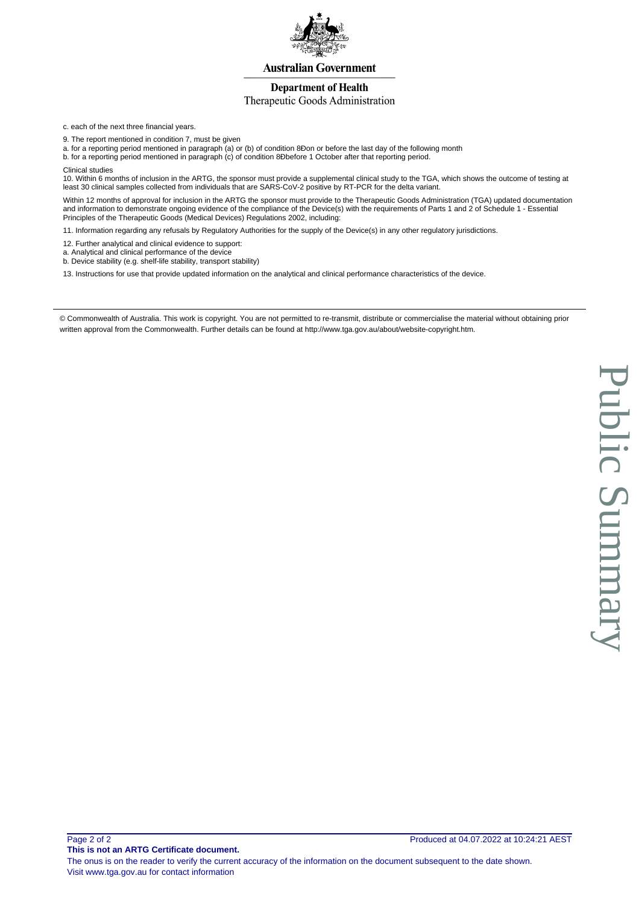c. each of the next three financial years.

9. The report mentioned in condition 7, must be given

a. for a reporting period mentioned in paragraph (a) or (b) of condition 8Ðon or before the last day of the following month

b. for a reporting period mentioned in paragraph (c) of condition 8Ðbefore 1 October after that reporting period.

Clinical studies

10. Within 6 months of inclusion in the ARTG, the sponsor must provide a supplemental clinical study to the TGA, which shows the outcome of testing at least 30 clinical samples collected from individuals that are SARS-CoV-2 positive by RT-PCR for the delta variant.

Within 12 months of approval for inclusion in the ARTG the sponsor must provide to the Therapeutic Goods Administration (TGA) updated documentation and information to demonstrate ongoing evidence of the compliance of the Device(s) with the requirements of Parts 1 and 2 of Schedule 1 - Essential Principles of the Therapeutic Goods (Medical Devices) Regulations 2002, including:

11. Information regarding any refusals by Regulatory Authorities for the supply of the Device(s) in any other regulatory jurisdictions.

12. Further analytical and clinical evidence to support:

a. Analytical and clinical performance of the device

b. Device stability (e.g. shelf-life stability, transport stability)

13. Instructions for use that provide updated information on the analytical and clinical performance characteristics of the device.

---

© Commonwealth of Australia. This work is copyright. You are not permitted to re-transmit, distribute or commercialise the material without obtaining prior written approval from the Commonwealth. Further details can be found at http://www.tga.gov.au/about/website-copyright.htm.

Produced at 04.07.2022 at 10:24:21 AEST

**This is not an ARTG Certificate document.**

The onus is on the reader to verify the current accuracy of the information on the document subsequent to the date shown.

Visit www.tga.gov.au for contact information